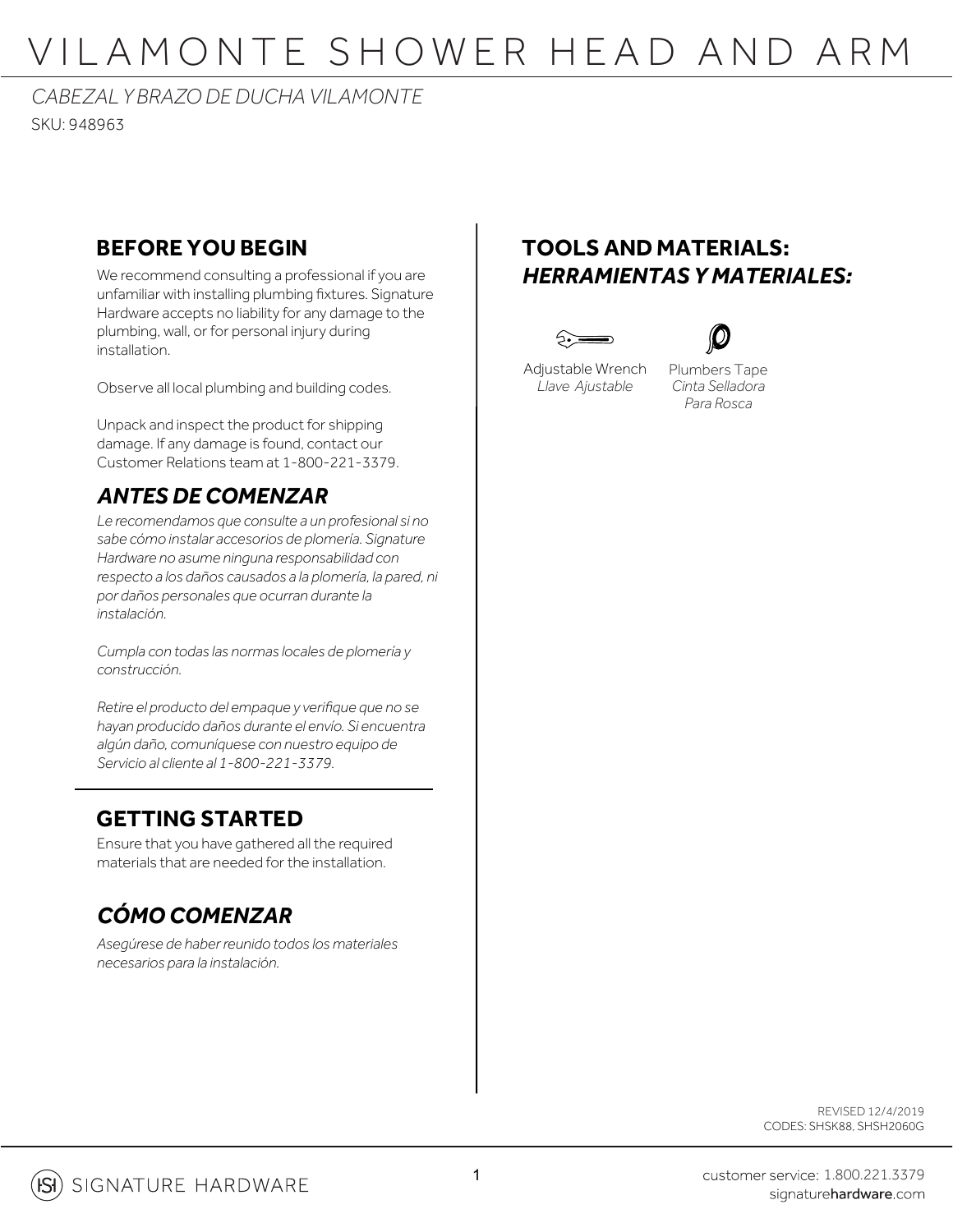# VILAMONTE SHOWER HEAD AND ARM

*CABEZAL Y BRAZO DE DUCHA VILAMONTE*

SKU: 948963

## BEFORE YOU BEGIN

We recommend consulting a professional if you are unfamiliar with installing plumbing fixtures. Signature Hardware accepts no liability for any damage to the plumbing, wall, or for personal injury during installation.

Observe all local plumbing and building codes.

Unpack and inspect the product for shipping damage. If any damage is found, contact our Customer Relations team at 1-800-221-3379.

## *ANTES DE COMENZAR*

*Le recomendamos que consulte a un profesional si no sabe cómo instalar accesorios de plomería. Signature Hardware no asume ninguna responsabilidad con respecto a los daños causados a la plomería, la pared, ni por daños personales que ocurran durante la instalación.*

*Cumpla con todas las normas locales de plomería y construcción.*

*Retire el producto del empaque y verifique que no se hayan producido daños durante el envío. Si encuentra algún daño, comuníquese con nuestro equipo de Servicio al cliente al 1-800-221-3379.*

## GETTING STARTED

Ensure that you have gathered all the required materials that are needed for the installation.

## *CÓMO COMENZAR*

*Asegúrese de haber reunido todos los materiales necesarios para la instalación.*

## TOOLS AND MATERIALS:
## *HERRAMIENTAS Y MATERIALES:*

- Adjustable Wrench / *Llave Ajustable*
- Plumbers Tape / *Cinta Selladora Para Rosca*

REVISED 12/4/2019
CODES: SHSK88, SHSH2060G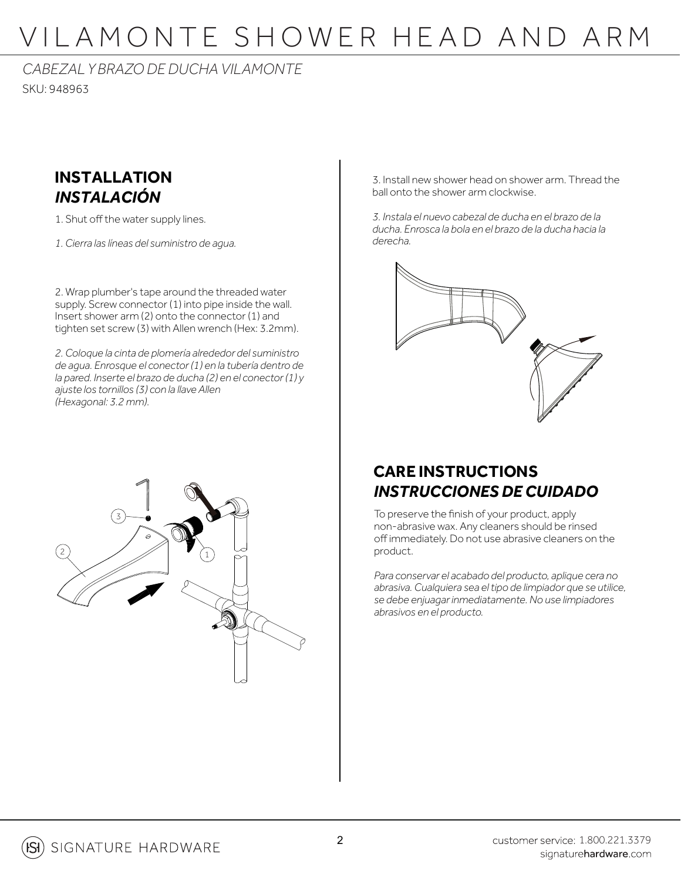# VILAMONTE SHOWER HEAD AND ARM

*CABEZAL Y BRAZO DE DUCHA VILAMONTE*

SKU: 948963

## INSTALLATION
## *INSTALACIÓN*

1. Shut off the water supply lines.

*1. Cierra las líneas del suministro de agua.*

2. Wrap plumber's tape around the threaded water supply. Screw connector (1) into pipe inside the wall. Insert shower arm (2) onto the connector (1) and tighten set screw (3) with Allen wrench (Hex: 3.2mm).

*2. Coloque la cinta de plomería alrededor del suministro de agua. Enrosque el conector (1) en la tubería dentro de la pared. Inserte el brazo de ducha (2) en el conector (1) y ajuste los tornillos (3) con la llave Allen (Hexagonal: 3.2 mm).*

3
2
1

3. Install new shower head on shower arm. Thread the ball onto the shower arm clockwise.

*3. Instala el nuevo cabezal de ducha en el brazo de la ducha. Enrosca la bola en el brazo de la ducha hacia la derecha.*

## CARE INSTRUCTIONS
## *INSTRUCCIONES DE CUIDADO*

To preserve the finish of your product, apply non-abrasive wax. Any cleaners should be rinsed off immediately. Do not use abrasive cleaners on the product.

*Para conservar el acabado del producto, aplique cera no abrasiva. Cualquiera sea el tipo de limpiador que se utilice, se debe enjuagar inmediatamente. No use limpiadores abrasivos en el producto.*

SIGNATURE HARDWARE

customer service: 1.800.221.3379
signaturehardware.com